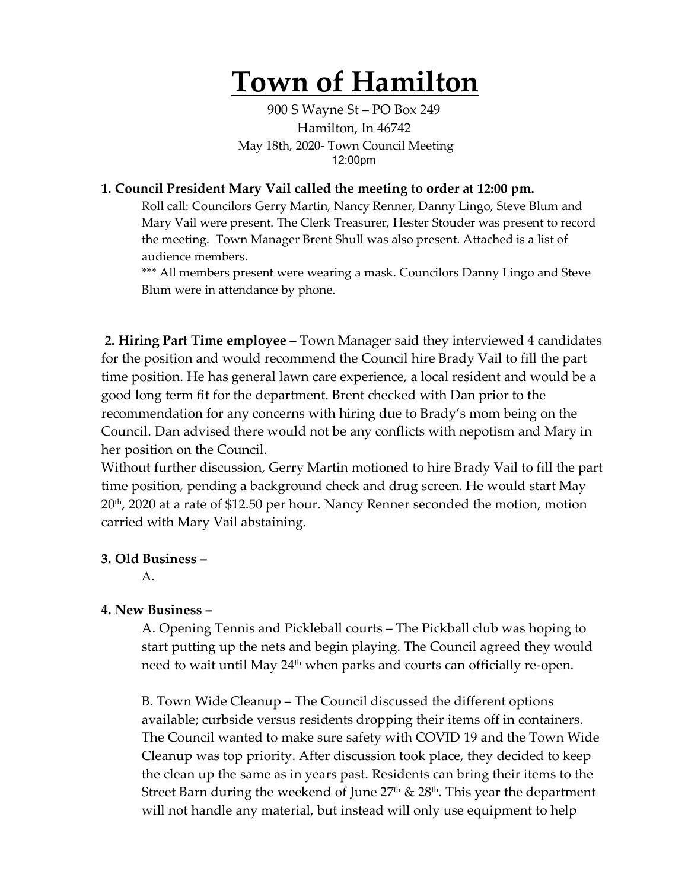# Town of Hamilton

900 S Wayne St – PO Box 249
Hamilton, In 46742
May 18th, 2020- Town Council Meeting
12:00pm

**1. Council President Mary Vail called the meeting to order at 12:00 pm.**

Roll call: Councilors Gerry Martin, Nancy Renner, Danny Lingo, Steve Blum and Mary Vail were present. The Clerk Treasurer, Hester Stouder was present to record the meeting. Town Manager Brent Shull was also present. Attached is a list of audience members.

*** All members present were wearing a mask. Councilors Danny Lingo and Steve Blum were in attendance by phone.

**2. Hiring Part Time employee –** Town Manager said they interviewed 4 candidates for the position and would recommend the Council hire Brady Vail to fill the part time position. He has general lawn care experience, a local resident and would be a good long term fit for the department. Brent checked with Dan prior to the recommendation for any concerns with hiring due to Brady's mom being on the Council. Dan advised there would not be any conflicts with nepotism and Mary in her position on the Council.

Without further discussion, Gerry Martin motioned to hire Brady Vail to fill the part time position, pending a background check and drug screen. He would start May 20th, 2020 at a rate of $12.50 per hour. Nancy Renner seconded the motion, motion carried with Mary Vail abstaining.

**3. Old Business –**

A.

**4. New Business –**

A. Opening Tennis and Pickleball courts – The Pickball club was hoping to start putting up the nets and begin playing. The Council agreed they would need to wait until May 24th when parks and courts can officially re-open.

B. Town Wide Cleanup – The Council discussed the different options available; curbside versus residents dropping their items off in containers. The Council wanted to make sure safety with COVID 19 and the Town Wide Cleanup was top priority. After discussion took place, they decided to keep the clean up the same as in years past. Residents can bring their items to the Street Barn during the weekend of June 27th & 28th. This year the department will not handle any material, but instead will only use equipment to help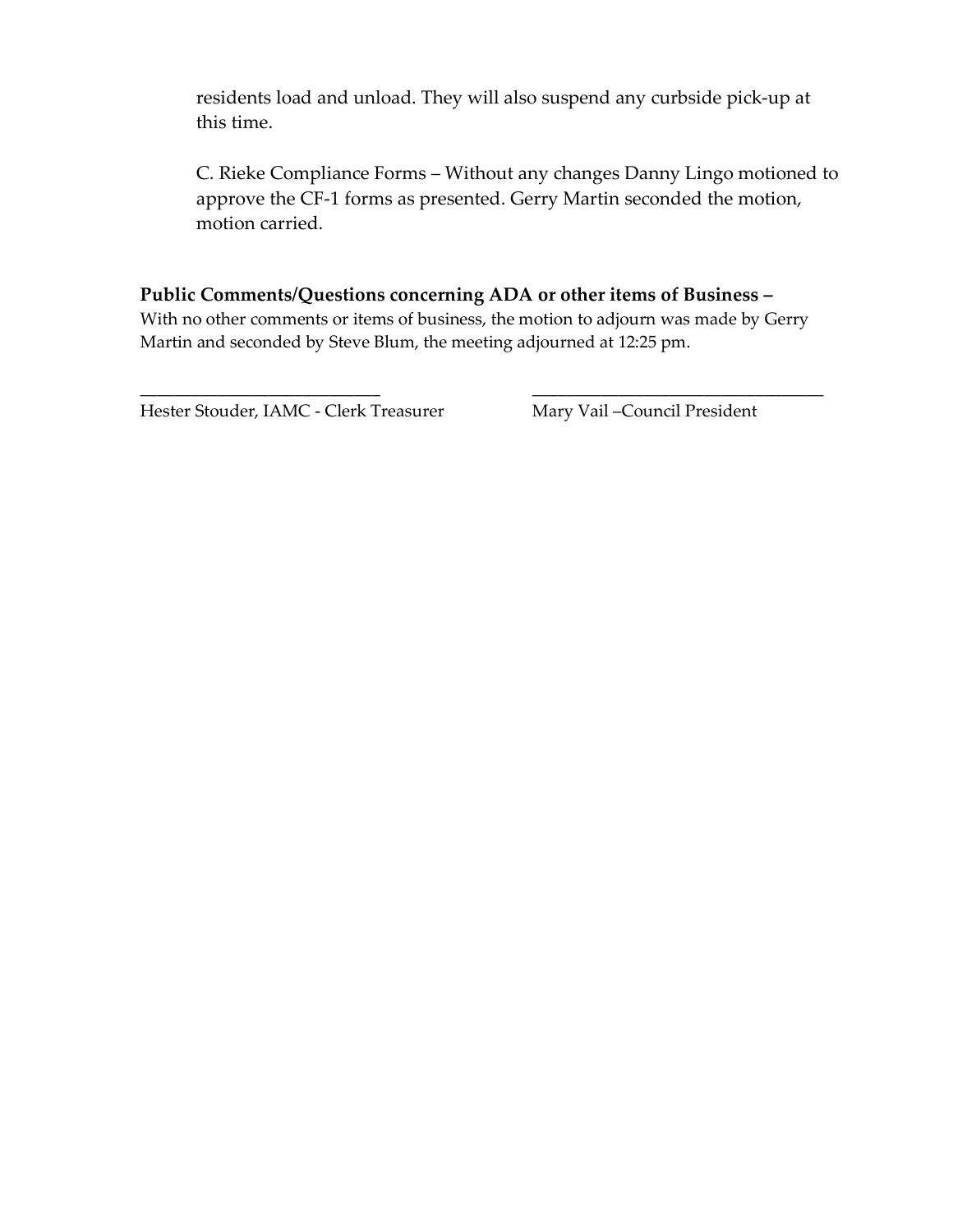residents load and unload. They will also suspend any curbside pick-up at this time.

C. Rieke Compliance Forms – Without any changes Danny Lingo motioned to approve the CF-1 forms as presented. Gerry Martin seconded the motion, motion carried.

**Public Comments/Questions concerning ADA or other items of Business –**
With no other comments or items of business, the motion to adjourn was made by Gerry Martin and seconded by Steve Blum, the meeting adjourned at 12:25 pm.

____________________________ ____________________________________

Hester Stouder, IAMC - Clerk Treasurer Mary Vail –Council President